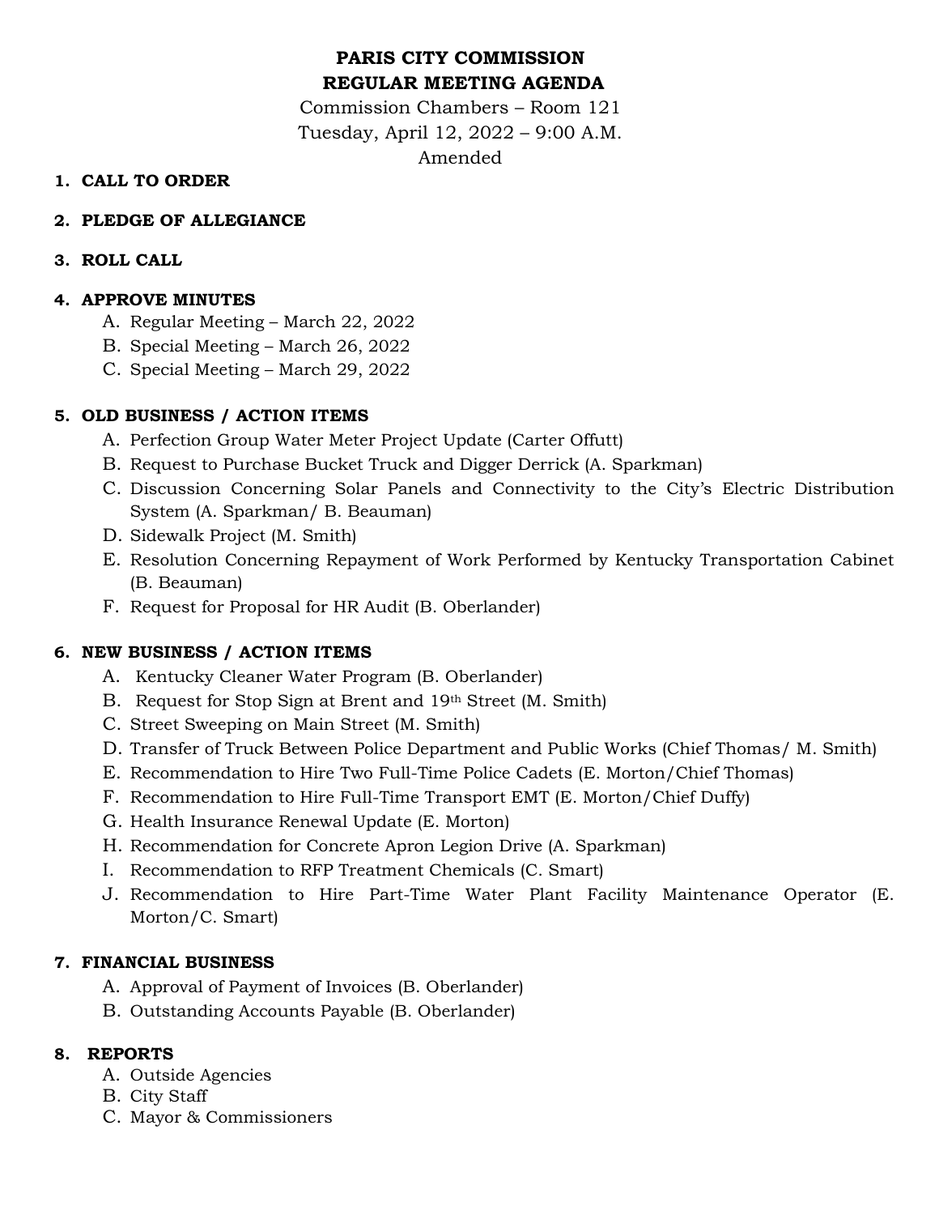# PARIS CITY COMMISSION
# REGULAR MEETING AGENDA

Commission Chambers – Room 121
Tuesday, April 12, 2022 – 9:00 A.M.
Amended

1. **CALL TO ORDER**

2. **PLEDGE OF ALLEGIANCE**

3. **ROLL CALL**

4. **APPROVE MINUTES**
   - A. Regular Meeting – March 22, 2022
   - B. Special Meeting – March 26, 2022
   - C. Special Meeting – March 29, 2022

5. **OLD BUSINESS / ACTION ITEMS**
   - A. Perfection Group Water Meter Project Update (Carter Offutt)
   - B. Request to Purchase Bucket Truck and Digger Derrick (A. Sparkman)
   - C. Discussion Concerning Solar Panels and Connectivity to the City's Electric Distribution System (A. Sparkman/ B. Beauman)
   - D. Sidewalk Project (M. Smith)
   - E. Resolution Concerning Repayment of Work Performed by Kentucky Transportation Cabinet (B. Beauman)
   - F. Request for Proposal for HR Audit (B. Oberlander)

6. **NEW BUSINESS / ACTION ITEMS**
   - A. Kentucky Cleaner Water Program (B. Oberlander)
   - B. Request for Stop Sign at Brent and 19th Street (M. Smith)
   - C. Street Sweeping on Main Street (M. Smith)
   - D. Transfer of Truck Between Police Department and Public Works (Chief Thomas/ M. Smith)
   - E. Recommendation to Hire Two Full-Time Police Cadets (E. Morton/Chief Thomas)
   - F. Recommendation to Hire Full-Time Transport EMT (E. Morton/Chief Duffy)
   - G. Health Insurance Renewal Update (E. Morton)
   - H. Recommendation for Concrete Apron Legion Drive (A. Sparkman)
   - I. Recommendation to RFP Treatment Chemicals (C. Smart)
   - J. Recommendation to Hire Part-Time Water Plant Facility Maintenance Operator (E. Morton/C. Smart)

7. **FINANCIAL BUSINESS**
   - A. Approval of Payment of Invoices (B. Oberlander)
   - B. Outstanding Accounts Payable (B. Oberlander)

8. **REPORTS**
   - A. Outside Agencies
   - B. City Staff
   - C. Mayor & Commissioners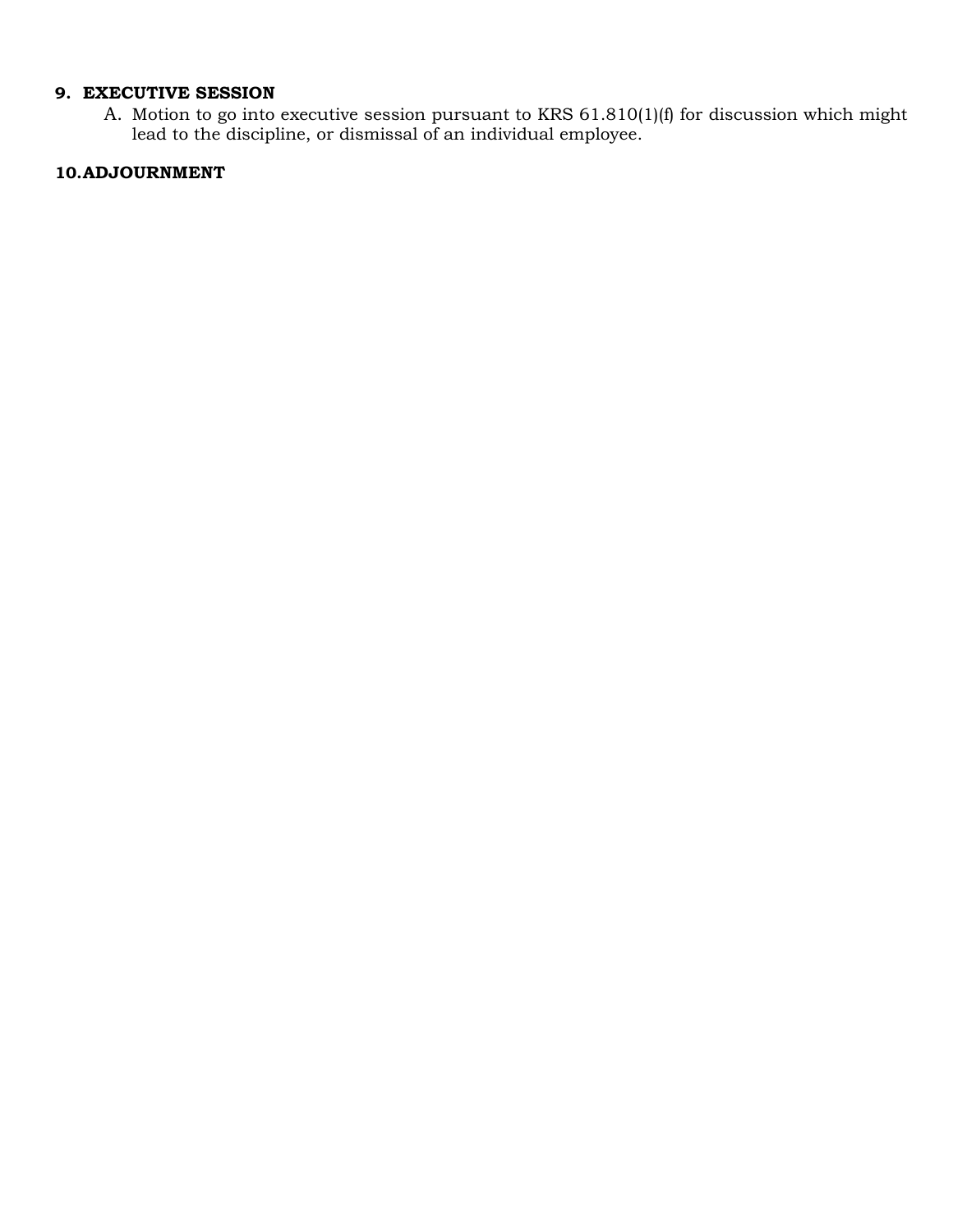**9. EXECUTIVE SESSION**

A. Motion to go into executive session pursuant to KRS 61.810(1)(f) for discussion which might lead to the discipline, or dismissal of an individual employee.

**10. ADJOURNMENT**